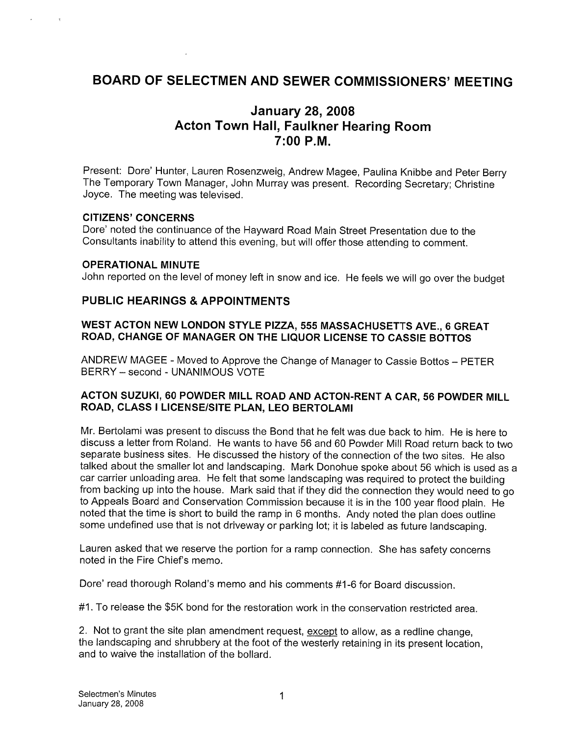# BOARD OF SELECTMEN AND SEWER COMMISSIONERS' MEETING

## January 28, 2008
## Acton Town Hall, Faulkner Hearing Room
## 7:00 P.M.

Present: Dore' Hunter, Lauren Rosenzweig, Andrew Magee, Paulina Knibbe and Peter Berry
The Temporary Town Manager, John Murray was present. Recording Secretary; Christine Joyce. The meeting was televised.

### CITIZENS' CONCERNS

Dore' noted the continuance of the Hayward Road Main Street Presentation due to the Consultants inability to attend this evening, but will offer those attending to comment.

### OPERATIONAL MINUTE

John reported on the level of money left in snow and ice. He feels we will go over the budget

### PUBLIC HEARINGS & APPOINTMENTS

#### WEST ACTON NEW LONDON STYLE PIZZA, 555 MASSACHUSETTS AVE., 6 GREAT ROAD, CHANGE OF MANAGER ON THE LIQUOR LICENSE TO CASSIE BOTTOS

ANDREW MAGEE - Moved to Approve the Change of Manager to Cassie Bottos – PETER BERRY – second - UNANIMOUS VOTE

#### ACTON SUZUKI, 60 POWDER MILL ROAD AND ACTON-RENT A CAR, 56 POWDER MILL ROAD, CLASS I LICENSE/SITE PLAN, LEO BERTOLAMI

Mr. Bertolami was present to discuss the Bond that he felt was due back to him. He is here to discuss a letter from Roland. He wants to have 56 and 60 Powder Mill Road return back to two separate business sites. He discussed the history of the connection of the two sites. He also talked about the smaller lot and landscaping. Mark Donohue spoke about 56 which is used as a car carrier unloading area. He felt that some landscaping was required to protect the building from backing up into the house. Mark said that if they did the connection they would need to go to Appeals Board and Conservation Commission because it is in the 100 year flood plain. He noted that the time is short to build the ramp in 6 months. Andy noted the plan does outline some undefined use that is not driveway or parking lot; it is labeled as future landscaping.

Lauren asked that we reserve the portion for a ramp connection. She has safety concerns noted in the Fire Chief's memo.

Dore' read thorough Roland's memo and his comments #1-6 for Board discussion.

#1. To release the $5K bond for the restoration work in the conservation restricted area.

2. Not to grant the site plan amendment request, <u>except</u> to allow, as a redline change, the landscaping and shrubbery at the foot of the westerly retaining in its present location, and to waive the installation of the bollard.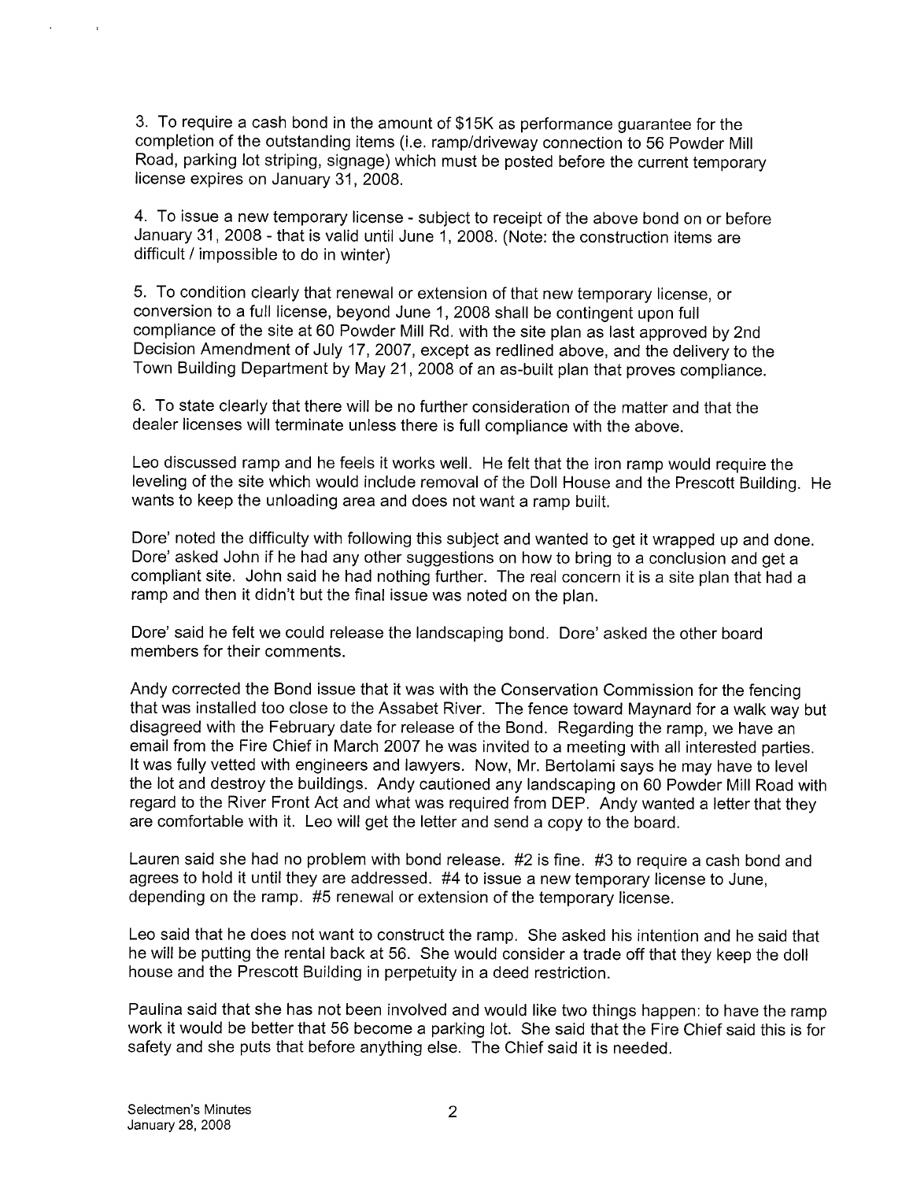3. To require a cash bond in the amount of $15K as performance guarantee for the completion of the outstanding items (i.e. ramp/driveway connection to 56 Powder Mill Road, parking lot striping, signage) which must be posted before the current temporary license expires on January 31, 2008.

4. To issue a new temporary license - subject to receipt of the above bond on or before January 31, 2008 - that is valid until June 1, 2008. (Note: the construction items are difficult / impossible to do in winter)

5. To condition clearly that renewal or extension of that new temporary license, or conversion to a full license, beyond June 1, 2008 shall be contingent upon full compliance of the site at 60 Powder Mill Rd. with the site plan as last approved by 2nd Decision Amendment of July 17, 2007, except as redlined above, and the delivery to the Town Building Department by May 21, 2008 of an as-built plan that proves compliance.

6. To state clearly that there will be no further consideration of the matter and that the dealer licenses will terminate unless there is full compliance with the above.

Leo discussed ramp and he feels it works well. He felt that the iron ramp would require the leveling of the site which would include removal of the Doll House and the Prescott Building. He wants to keep the unloading area and does not want a ramp built.

Dore' noted the difficulty with following this subject and wanted to get it wrapped up and done. Dore' asked John if he had any other suggestions on how to bring to a conclusion and get a compliant site. John said he had nothing further. The real concern it is a site plan that had a ramp and then it didn't but the final issue was noted on the plan.

Dore' said he felt we could release the landscaping bond. Dore' asked the other board members for their comments.

Andy corrected the Bond issue that it was with the Conservation Commission for the fencing that was installed too close to the Assabet River. The fence toward Maynard for a walk way but disagreed with the February date for release of the Bond. Regarding the ramp, we have an email from the Fire Chief in March 2007 he was invited to a meeting with all interested parties. It was fully vetted with engineers and lawyers. Now, Mr. Bertolami says he may have to level the lot and destroy the buildings. Andy cautioned any landscaping on 60 Powder Mill Road with regard to the River Front Act and what was required from DEP. Andy wanted a letter that they are comfortable with it. Leo will get the letter and send a copy to the board.

Lauren said she had no problem with bond release. #2 is fine. #3 to require a cash bond and agrees to hold it until they are addressed. #4 to issue a new temporary license to June, depending on the ramp. #5 renewal or extension of the temporary license.

Leo said that he does not want to construct the ramp. She asked his intention and he said that he will be putting the rental back at 56. She would consider a trade off that they keep the doll house and the Prescott Building in perpetuity in a deed restriction.

Paulina said that she has not been involved and would like two things happen: to have the ramp work it would be better that 56 become a parking lot. She said that the Fire Chief said this is for safety and she puts that before anything else. The Chief said it is needed.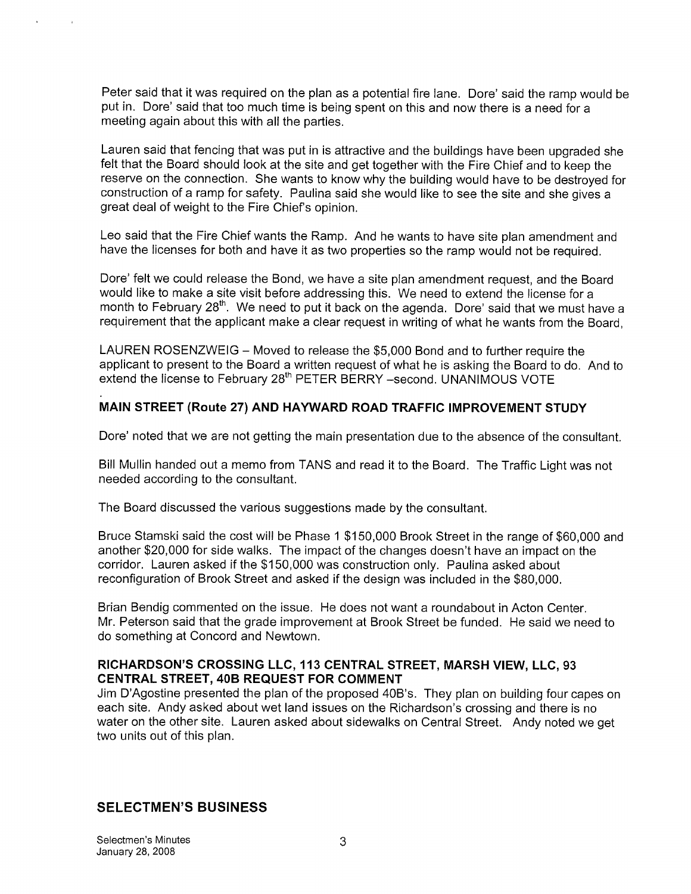Peter said that it was required on the plan as a potential fire lane. Dore' said the ramp would be put in. Dore' said that too much time is being spent on this and now there is a need for a meeting again about this with all the parties.

Lauren said that fencing that was put in is attractive and the buildings have been upgraded she felt that the Board should look at the site and get together with the Fire Chief and to keep the reserve on the connection. She wants to know why the building would have to be destroyed for construction of a ramp for safety. Paulina said she would like to see the site and she gives a great deal of weight to the Fire Chief's opinion.

Leo said that the Fire Chief wants the Ramp. And he wants to have site plan amendment and have the licenses for both and have it as two properties so the ramp would not be required.

Dore' felt we could release the Bond, we have a site plan amendment request, and the Board would like to make a site visit before addressing this. We need to extend the license for a month to February 28th. We need to put it back on the agenda. Dore' said that we must have a requirement that the applicant make a clear request in writing of what he wants from the Board,

LAUREN ROSENZWEIG – Moved to release the $5,000 Bond and to further require the applicant to present to the Board a written request of what he is asking the Board to do. And to extend the license to February 28th PETER BERRY –second. UNANIMOUS VOTE

## MAIN STREET (Route 27) AND HAYWARD ROAD TRAFFIC IMPROVEMENT STUDY

Dore' noted that we are not getting the main presentation due to the absence of the consultant.

Bill Mullin handed out a memo from TANS and read it to the Board. The Traffic Light was not needed according to the consultant.

The Board discussed the various suggestions made by the consultant.

Bruce Stamski said the cost will be Phase 1 $150,000 Brook Street in the range of $60,000 and another $20,000 for side walks. The impact of the changes doesn't have an impact on the corridor. Lauren asked if the $150,000 was construction only. Paulina asked about reconfiguration of Brook Street and asked if the design was included in the $80,000.

Brian Bendig commented on the issue. He does not want a roundabout in Acton Center. Mr. Peterson said that the grade improvement at Brook Street be funded. He said we need to do something at Concord and Newtown.

## RICHARDSON'S CROSSING LLC, 113 CENTRAL STREET, MARSH VIEW, LLC, 93 CENTRAL STREET, 40B REQUEST FOR COMMENT

Jim D'Agostine presented the plan of the proposed 40B's. They plan on building four capes on each site. Andy asked about wet land issues on the Richardson's crossing and there is no water on the other site. Lauren asked about sidewalks on Central Street. Andy noted we get two units out of this plan.

## SELECTMEN'S BUSINESS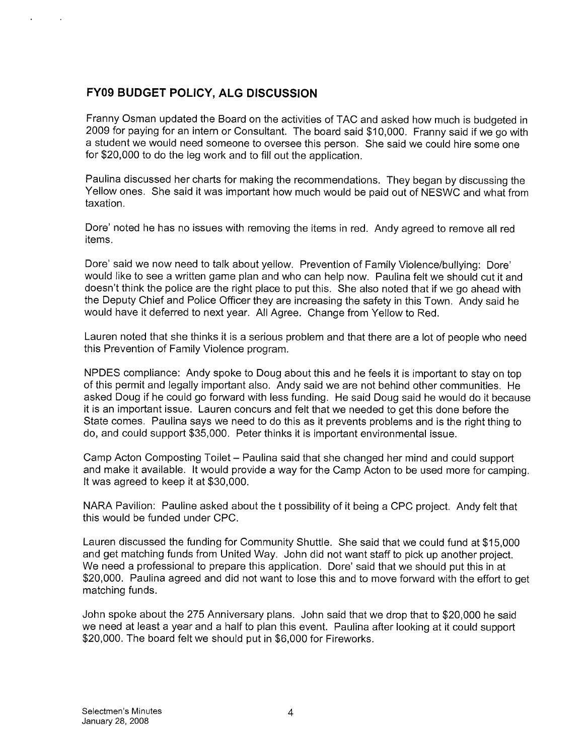## FY09 BUDGET POLICY, ALG DISCUSSION

Franny Osman updated the Board on the activities of TAC and asked how much is budgeted in 2009 for paying for an intern or Consultant. The board said $10,000. Franny said if we go with a student we would need someone to oversee this person. She said we could hire some one for $20,000 to do the leg work and to fill out the application.

Paulina discussed her charts for making the recommendations. They began by discussing the Yellow ones. She said it was important how much would be paid out of NESWC and what from taxation.

Dore' noted he has no issues with removing the items in red. Andy agreed to remove all red items.

Dore' said we now need to talk about yellow. Prevention of Family Violence/bullying: Dore' would like to see a written game plan and who can help now. Paulina felt we should cut it and doesn't think the police are the right place to put this. She also noted that if we go ahead with the Deputy Chief and Police Officer they are increasing the safety in this Town. Andy said he would have it deferred to next year. All Agree. Change from Yellow to Red.

Lauren noted that she thinks it is a serious problem and that there are a lot of people who need this Prevention of Family Violence program.

NPDES compliance: Andy spoke to Doug about this and he feels it is important to stay on top of this permit and legally important also. Andy said we are not behind other communities. He asked Doug if he could go forward with less funding. He said Doug said he would do it because it is an important issue. Lauren concurs and felt that we needed to get this done before the State comes. Paulina says we need to do this as it prevents problems and is the right thing to do, and could support $35,000. Peter thinks it is important environmental issue.

Camp Acton Composting Toilet – Paulina said that she changed her mind and could support and make it available. It would provide a way for the Camp Acton to be used more for camping. It was agreed to keep it at $30,000.

NARA Pavilion: Pauline asked about the t possibility of it being a CPC project. Andy felt that this would be funded under CPC.

Lauren discussed the funding for Community Shuttle. She said that we could fund at $15,000 and get matching funds from United Way. John did not want staff to pick up another project. We need a professional to prepare this application. Dore' said that we should put this in at $20,000. Paulina agreed and did not want to lose this and to move forward with the effort to get matching funds.

John spoke about the 275 Anniversary plans. John said that we drop that to $20,000 he said we need at least a year and a half to plan this event. Paulina after looking at it could support $20,000. The board felt we should put in $6,000 for Fireworks.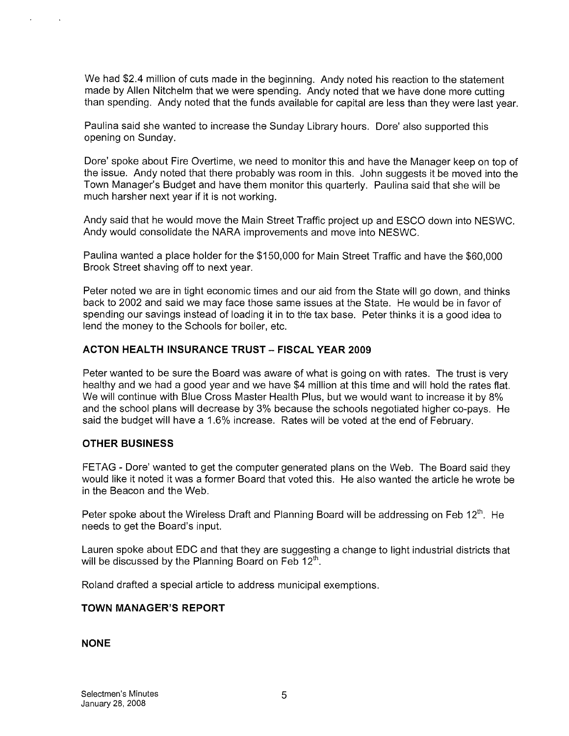We had $2.4 million of cuts made in the beginning. Andy noted his reaction to the statement made by Allen Nitchelm that we were spending. Andy noted that we have done more cutting than spending. Andy noted that the funds available for capital are less than they were last year.

Paulina said she wanted to increase the Sunday Library hours. Dore' also supported this opening on Sunday.

Dore' spoke about Fire Overtime, we need to monitor this and have the Manager keep on top of the issue. Andy noted that there probably was room in this. John suggests it be moved into the Town Manager's Budget and have them monitor this quarterly. Paulina said that she will be much harsher next year if it is not working.

Andy said that he would move the Main Street Traffic project up and ESCO down into NESWC. Andy would consolidate the NARA improvements and move into NESWC.

Paulina wanted a place holder for the $150,000 for Main Street Traffic and have the $60,000 Brook Street shaving off to next year.

Peter noted we are in tight economic times and our aid from the State will go down, and thinks back to 2002 and said we may face those same issues at the State. He would be in favor of spending our savings instead of loading it in to the tax base. Peter thinks it is a good idea to lend the money to the Schools for boiler, etc.

## ACTON HEALTH INSURANCE TRUST – FISCAL YEAR 2009

Peter wanted to be sure the Board was aware of what is going on with rates. The trust is very healthy and we had a good year and we have $4 million at this time and will hold the rates flat. We will continue with Blue Cross Master Health Plus, but we would want to increase it by 8% and the school plans will decrease by 3% because the schools negotiated higher co-pays. He said the budget will have a 1.6% increase. Rates will be voted at the end of February.

## OTHER BUSINESS

FETAG - Dore' wanted to get the computer generated plans on the Web. The Board said they would like it noted it was a former Board that voted this. He also wanted the article he wrote be in the Beacon and the Web.

Peter spoke about the Wireless Draft and Planning Board will be addressing on Feb 12th. He needs to get the Board's input.

Lauren spoke about EDC and that they are suggesting a change to light industrial districts that will be discussed by the Planning Board on Feb 12th.

Roland drafted a special article to address municipal exemptions.

## TOWN MANAGER'S REPORT

**NONE**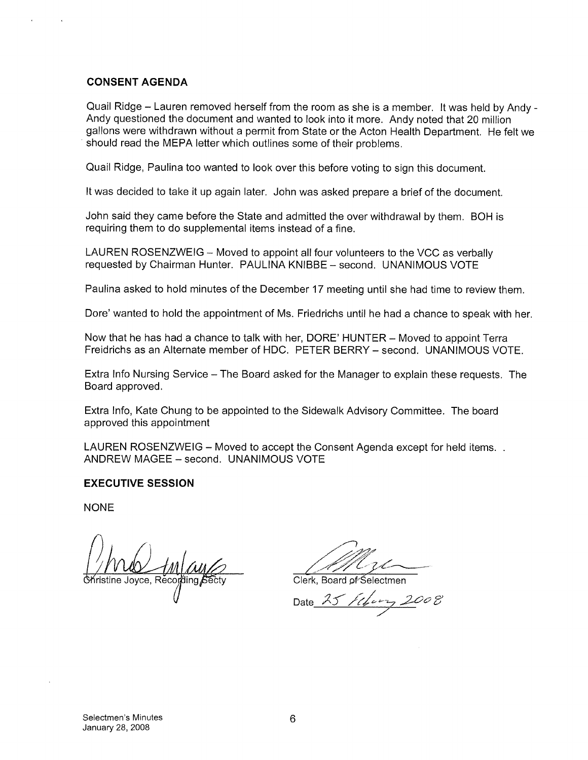## CONSENT AGENDA

Quail Ridge – Lauren removed herself from the room as she is a member. It was held by Andy - Andy questioned the document and wanted to look into it more. Andy noted that 20 million gallons were withdrawn without a permit from State or the Acton Health Department. He felt we should read the MEPA letter which outlines some of their problems.

Quail Ridge, Paulina too wanted to look over this before voting to sign this document.

It was decided to take it up again later. John was asked prepare a brief of the document.

John said they came before the State and admitted the over withdrawal by them. BOH is requiring them to do supplemental items instead of a fine.

LAUREN ROSENZWEIG – Moved to appoint all four volunteers to the VCC as verbally requested by Chairman Hunter. PAULINA KNIBBE – second. UNANIMOUS VOTE

Paulina asked to hold minutes of the December 17 meeting until she had time to review them.

Dore' wanted to hold the appointment of Ms. Friedrichs until he had a chance to speak with her.

Now that he has had a chance to talk with her, DORE' HUNTER – Moved to appoint Terra Freidrichs as an Alternate member of HDC. PETER BERRY – second. UNANIMOUS VOTE.

Extra Info Nursing Service – The Board asked for the Manager to explain these requests. The Board approved.

Extra Info, Kate Chung to be appointed to the Sidewalk Advisory Committee. The board approved this appointment

LAUREN ROSENZWEIG – Moved to accept the Consent Agenda except for held items. . ANDREW MAGEE – second. UNANIMOUS VOTE

## EXECUTIVE SESSION

NONE

Christine Joyce, Recording Secty

Clerk, Board of Selectmen

Date 25 February 2008

Selectmen's Minutes
January 28, 2008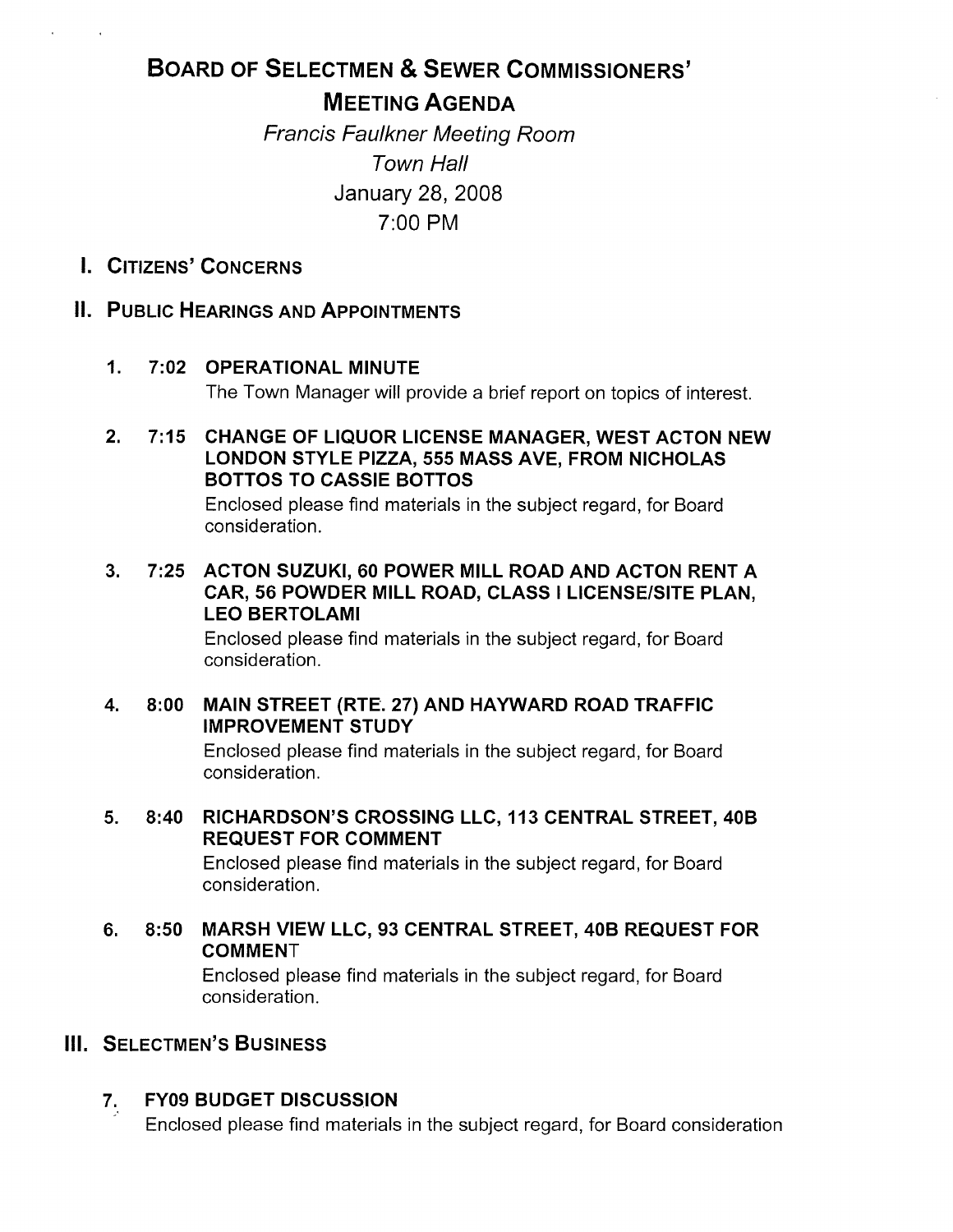# Board of Selectmen & Sewer Commissioners' Meeting Agenda

*Francis Faulkner Meeting Room*
*Town Hall*
January 28, 2008
7:00 PM

## I. Citizens' Concerns

## II. Public Hearings and Appointments

1. **7:02 OPERATIONAL MINUTE**
   The Town Manager will provide a brief report on topics of interest.

2. **7:15 CHANGE OF LIQUOR LICENSE MANAGER, WEST ACTON NEW LONDON STYLE PIZZA, 555 MASS AVE, FROM NICHOLAS BOTTOS TO CASSIE BOTTOS**
   Enclosed please find materials in the subject regard, for Board consideration.

3. **7:25 ACTON SUZUKI, 60 POWER MILL ROAD AND ACTON RENT A CAR, 56 POWDER MILL ROAD, CLASS I LICENSE/SITE PLAN, LEO BERTOLAMI**
   Enclosed please find materials in the subject regard, for Board consideration.

4. **8:00 MAIN STREET (RTE. 27) AND HAYWARD ROAD TRAFFIC IMPROVEMENT STUDY**
   Enclosed please find materials in the subject regard, for Board consideration.

5. **8:40 RICHARDSON'S CROSSING LLC, 113 CENTRAL STREET, 40B REQUEST FOR COMMENT**
   Enclosed please find materials in the subject regard, for Board consideration.

6. **8:50 MARSH VIEW LLC, 93 CENTRAL STREET, 40B REQUEST FOR COMMENT**
   Enclosed please find materials in the subject regard, for Board consideration.

## III. Selectmen's Business

7. **FY09 BUDGET DISCUSSION**
   Enclosed please find materials in the subject regard, for Board consideration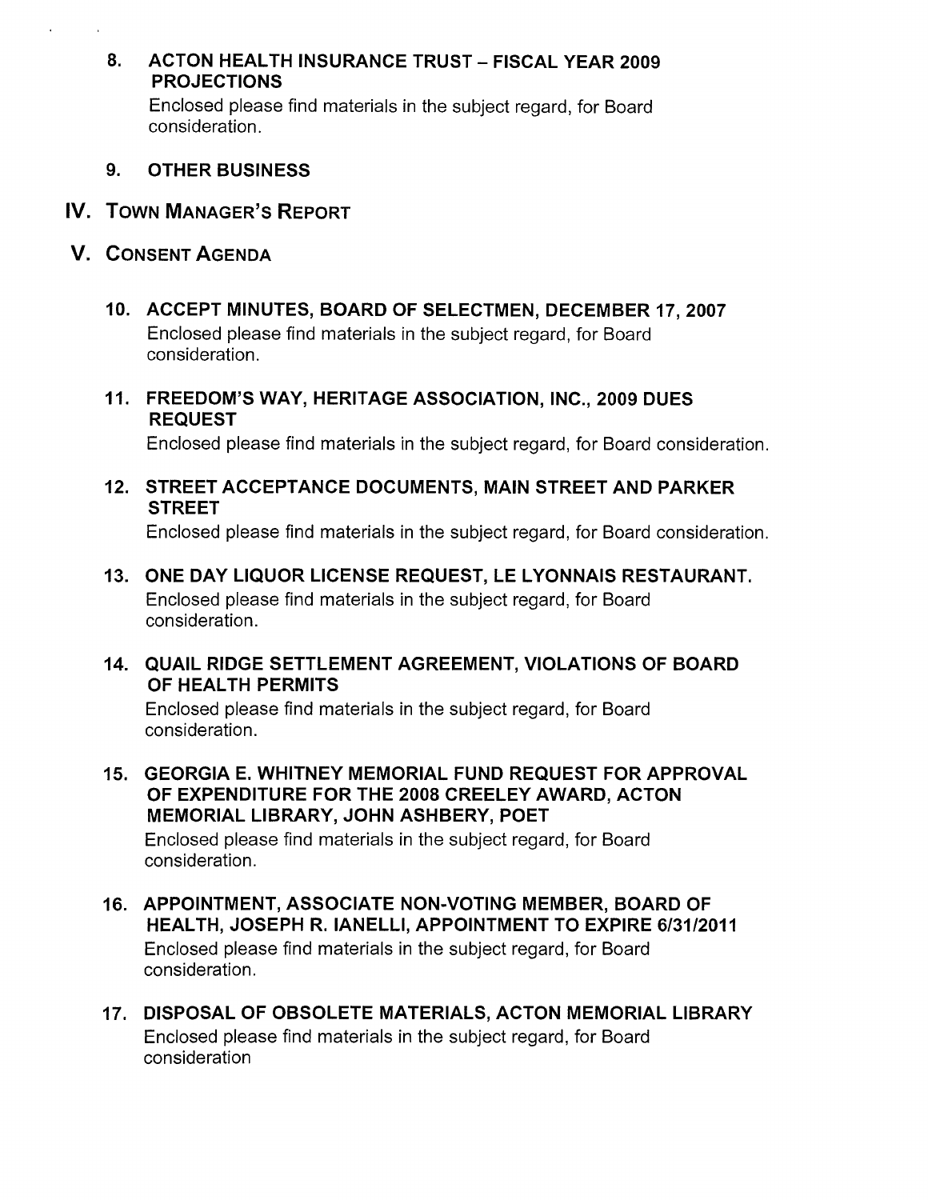8. **ACTON HEALTH INSURANCE TRUST – FISCAL YEAR 2009 PROJECTIONS**

   Enclosed please find materials in the subject regard, for Board consideration.

9. **OTHER BUSINESS**

## IV. TOWN MANAGER'S REPORT

## V. CONSENT AGENDA

10. **ACCEPT MINUTES, BOARD OF SELECTMEN, DECEMBER 17, 2007**

    Enclosed please find materials in the subject regard, for Board consideration.

11. **FREEDOM'S WAY, HERITAGE ASSOCIATION, INC., 2009 DUES REQUEST**

    Enclosed please find materials in the subject regard, for Board consideration.

12. **STREET ACCEPTANCE DOCUMENTS, MAIN STREET AND PARKER STREET**

    Enclosed please find materials in the subject regard, for Board consideration.

13. **ONE DAY LIQUOR LICENSE REQUEST, LE LYONNAIS RESTAURANT.**

    Enclosed please find materials in the subject regard, for Board consideration.

14. **QUAIL RIDGE SETTLEMENT AGREEMENT, VIOLATIONS OF BOARD OF HEALTH PERMITS**

    Enclosed please find materials in the subject regard, for Board consideration.

15. **GEORGIA E. WHITNEY MEMORIAL FUND REQUEST FOR APPROVAL OF EXPENDITURE FOR THE 2008 CREELEY AWARD, ACTON MEMORIAL LIBRARY, JOHN ASHBERY, POET**

    Enclosed please find materials in the subject regard, for Board consideration.

16. **APPOINTMENT, ASSOCIATE NON-VOTING MEMBER, BOARD OF HEALTH, JOSEPH R. IANELLI, APPOINTMENT TO EXPIRE 6/31/2011**

    Enclosed please find materials in the subject regard, for Board consideration.

17. **DISPOSAL OF OBSOLETE MATERIALS, ACTON MEMORIAL LIBRARY**

    Enclosed please find materials in the subject regard, for Board consideration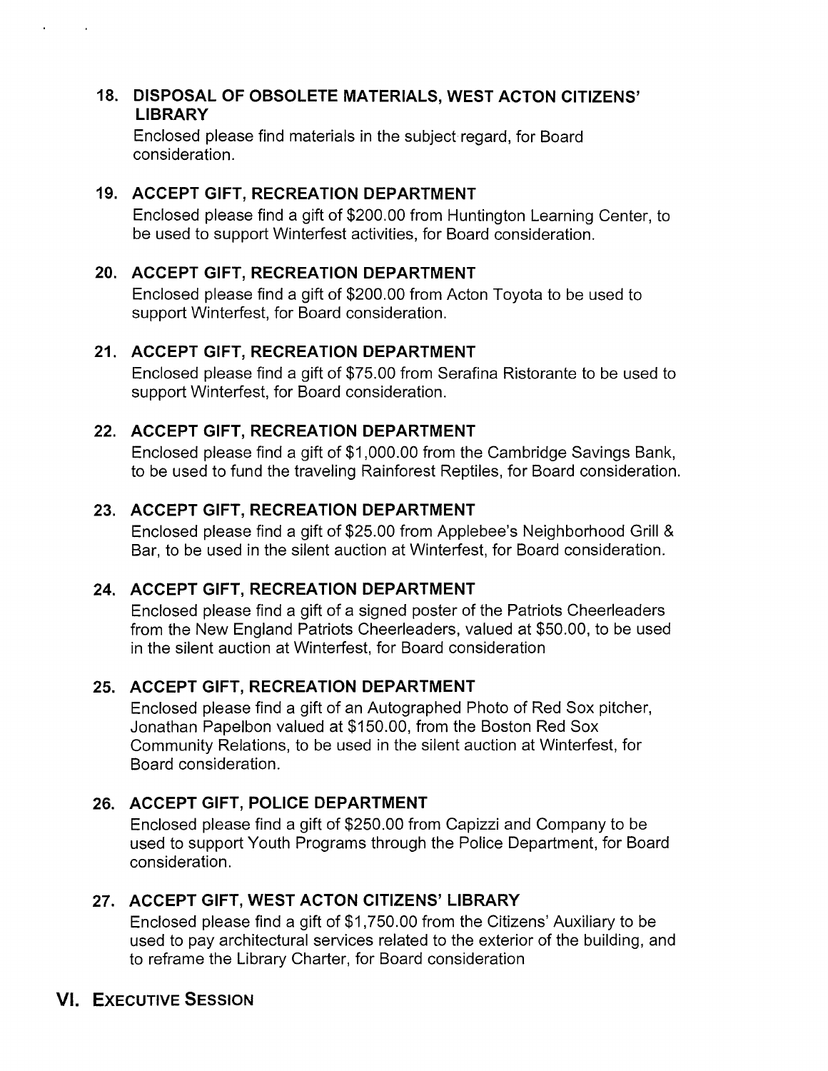**18. DISPOSAL OF OBSOLETE MATERIALS, WEST ACTON CITIZENS' LIBRARY**

Enclosed please find materials in the subject regard, for Board consideration.

**19. ACCEPT GIFT, RECREATION DEPARTMENT**

Enclosed please find a gift of $200.00 from Huntington Learning Center, to be used to support Winterfest activities, for Board consideration.

**20. ACCEPT GIFT, RECREATION DEPARTMENT**

Enclosed please find a gift of $200.00 from Acton Toyota to be used to support Winterfest, for Board consideration.

**21. ACCEPT GIFT, RECREATION DEPARTMENT**

Enclosed please find a gift of $75.00 from Serafina Ristorante to be used to support Winterfest, for Board consideration.

**22. ACCEPT GIFT, RECREATION DEPARTMENT**

Enclosed please find a gift of $1,000.00 from the Cambridge Savings Bank, to be used to fund the traveling Rainforest Reptiles, for Board consideration.

**23. ACCEPT GIFT, RECREATION DEPARTMENT**

Enclosed please find a gift of $25.00 from Applebee's Neighborhood Grill & Bar, to be used in the silent auction at Winterfest, for Board consideration.

**24. ACCEPT GIFT, RECREATION DEPARTMENT**

Enclosed please find a gift of a signed poster of the Patriots Cheerleaders from the New England Patriots Cheerleaders, valued at $50.00, to be used in the silent auction at Winterfest, for Board consideration

**25. ACCEPT GIFT, RECREATION DEPARTMENT**

Enclosed please find a gift of an Autographed Photo of Red Sox pitcher, Jonathan Papelbon valued at $150.00, from the Boston Red Sox Community Relations, to be used in the silent auction at Winterfest, for Board consideration.

**26. ACCEPT GIFT, POLICE DEPARTMENT**

Enclosed please find a gift of $250.00 from Capizzi and Company to be used to support Youth Programs through the Police Department, for Board consideration.

**27. ACCEPT GIFT, WEST ACTON CITIZENS' LIBRARY**

Enclosed please find a gift of $1,750.00 from the Citizens' Auxiliary to be used to pay architectural services related to the exterior of the building, and to reframe the Library Charter, for Board consideration

## VI. EXECUTIVE SESSION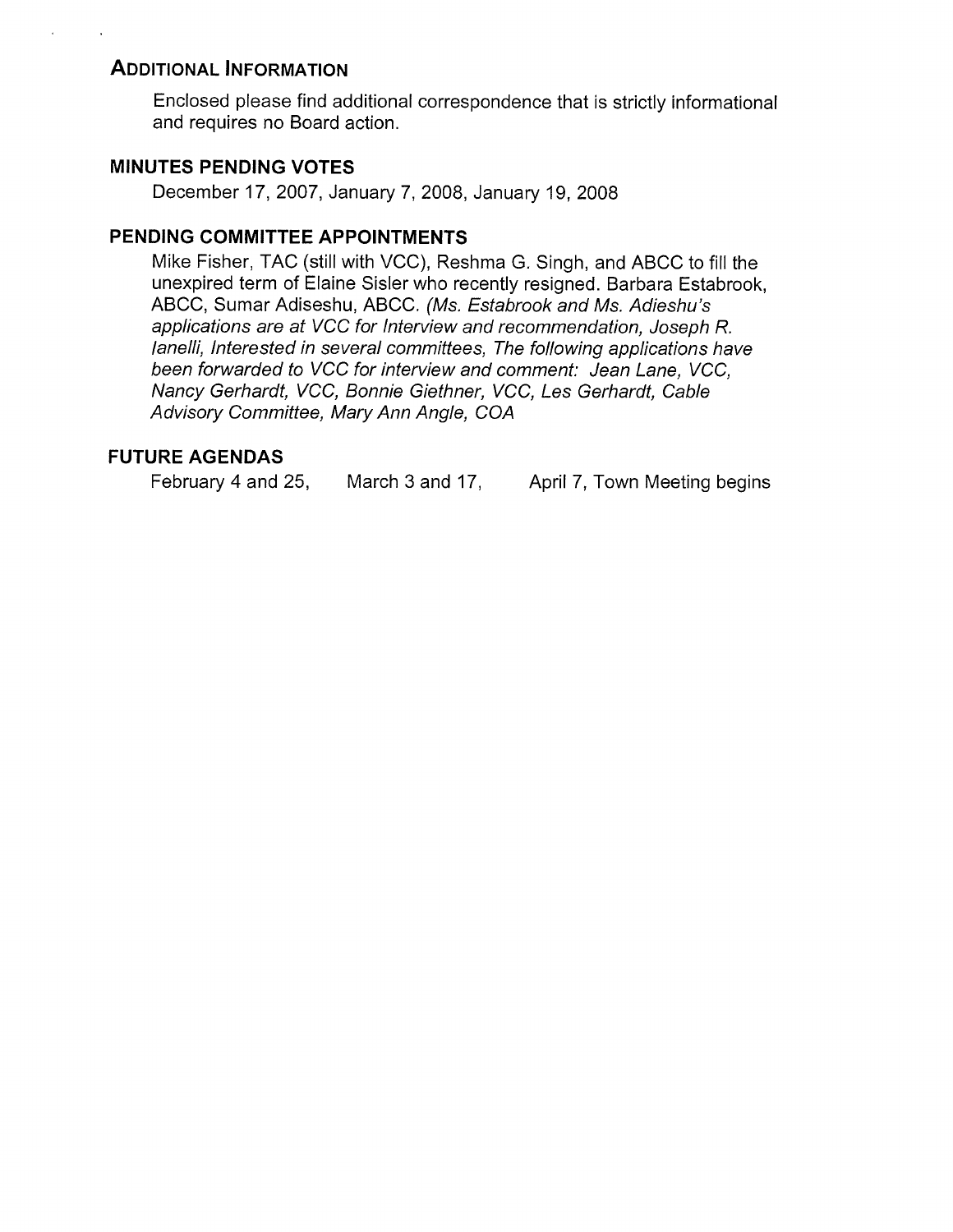## ADDITIONAL INFORMATION

Enclosed please find additional correspondence that is strictly informational and requires no Board action.

## MINUTES PENDING VOTES

December 17, 2007, January 7, 2008, January 19, 2008

## PENDING COMMITTEE APPOINTMENTS

Mike Fisher, TAC (still with VCC), Reshma G. Singh, and ABCC to fill the unexpired term of Elaine Sisler who recently resigned. Barbara Estabrook, ABCC, Sumar Adiseshu, ABCC. *(Ms. Estabrook and Ms. Adieshu's applications are at VCC for Interview and recommendation, Joseph R. Ianelli, Interested in several committees, The following applications have been forwarded to VCC for interview and comment: Jean Lane, VCC, Nancy Gerhardt, VCC, Bonnie Giethner, VCC, Les Gerhardt, Cable Advisory Committee, Mary Ann Angle, COA*

## FUTURE AGENDAS

February 4 and 25, March 3 and 17, April 7, Town Meeting begins